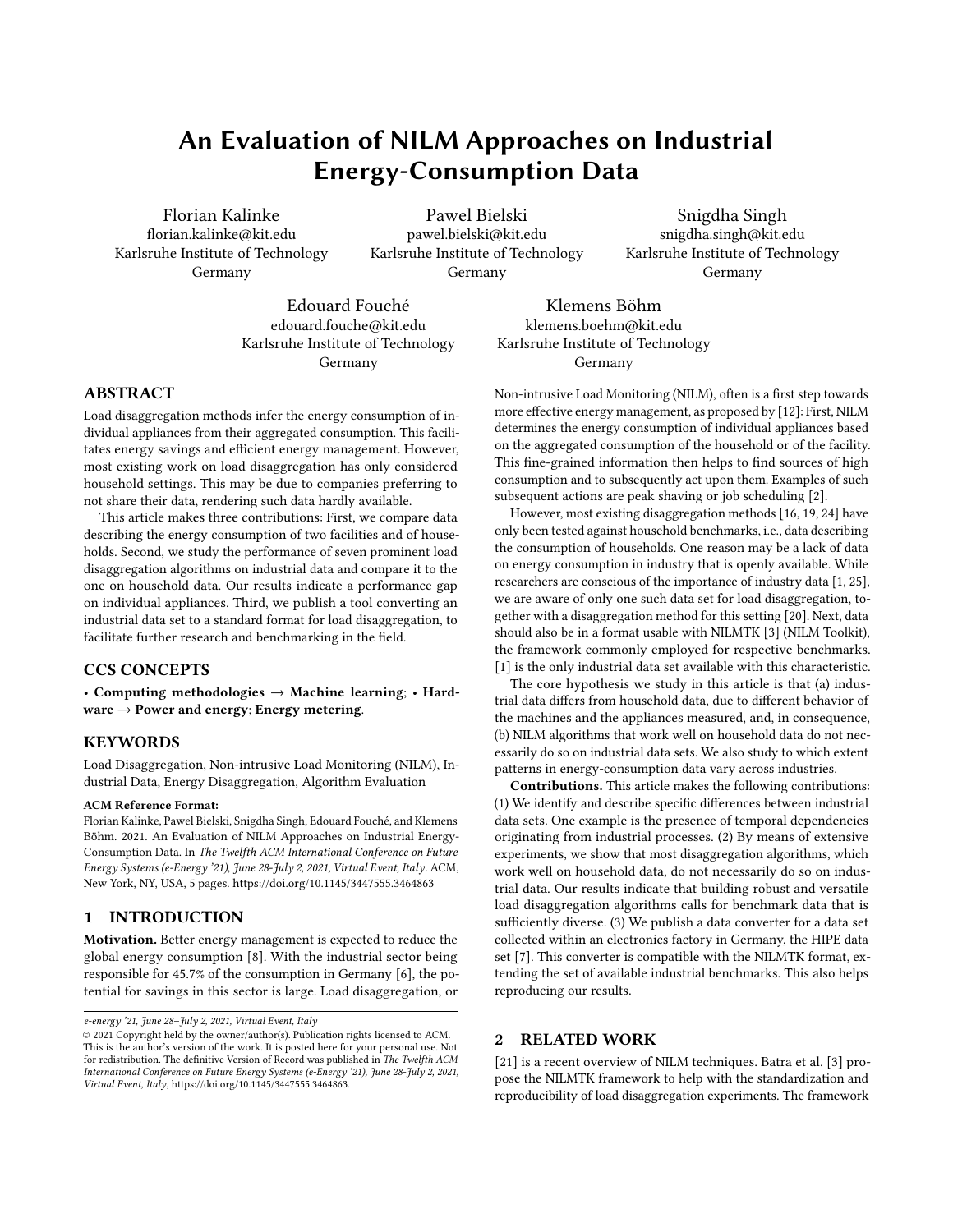# An Evaluation of NILM Approaches on Industrial Energy-Consumption Data

Florian Kalinke
florian.kalinke@kit.edu
Karlsruhe Institute of Technology
Germany

Pawel Bielski
pawel.bielski@kit.edu
Karlsruhe Institute of Technology
Germany

Snigdha Singh
snigdha.singh@kit.edu
Karlsruhe Institute of Technology
Germany

Edouard Fouché
edouard.fouche@kit.edu
Karlsruhe Institute of Technology
Germany

Klemens Böhm
klemens.boehm@kit.edu
Karlsruhe Institute of Technology
Germany

## ABSTRACT

Load disaggregation methods infer the energy consumption of individual appliances from their aggregated consumption. This facilitates energy savings and efficient energy management. However, most existing work on load disaggregation has only considered household settings. This may be due to companies preferring to not share their data, rendering such data hardly available.

This article makes three contributions: First, we compare data describing the energy consumption of two facilities and of households. Second, we study the performance of seven prominent load disaggregation algorithms on industrial data and compare it to the one on household data. Our results indicate a performance gap on individual appliances. Third, we publish a tool converting an industrial data set to a standard format for load disaggregation, to facilitate further research and benchmarking in the field.

## CCS CONCEPTS

• **Computing methodologies** → **Machine learning**; • **Hardware** → **Power and energy**; **Energy metering**.

## KEYWORDS

Load Disaggregation, Non-intrusive Load Monitoring (NILM), Industrial Data, Energy Disaggregation, Algorithm Evaluation

**ACM Reference Format:**

Florian Kalinke, Pawel Bielski, Snigdha Singh, Edouard Fouché, and Klemens Böhm. 2021. An Evaluation of NILM Approaches on Industrial Energy-Consumption Data. In *The Twelfth ACM International Conference on Future Energy Systems (e-Energy '21), June 28-July 2, 2021, Virtual Event, Italy*. ACM, New York, NY, USA, 5 pages. https://doi.org/10.1145/3447555.3464863

## 1 INTRODUCTION

**Motivation.** Better energy management is expected to reduce the global energy consumption [8]. With the industrial sector being responsible for 45.7% of the consumption in Germany [6], the potential for savings in this sector is large. Load disaggregation, or Non-intrusive Load Monitoring (NILM), often is a first step towards more effective energy management, as proposed by [12]: First, NILM determines the energy consumption of individual appliances based on the aggregated consumption of the household or of the facility. This fine-grained information then helps to find sources of high consumption and to subsequently act upon them. Examples of such subsequent actions are peak shaving or job scheduling [2].

However, most existing disaggregation methods [16, 19, 24] have only been tested against household benchmarks, i.e., data describing the consumption of households. One reason may be a lack of data on energy consumption in industry that is openly available. While researchers are conscious of the importance of industry data [1, 25], we are aware of only one such data set for load disaggregation, together with a disaggregation method for this setting [20]. Next, data should also be in a format usable with NILMTK [3] (NILM Toolkit), the framework commonly employed for respective benchmarks. [1] is the only industrial data set available with this characteristic.

The core hypothesis we study in this article is that (a) industrial data differs from household data, due to different behavior of the machines and the appliances measured, and, in consequence, (b) NILM algorithms that work well on household data do not necessarily do so on industrial data sets. We also study to which extent patterns in energy-consumption data vary across industries.

**Contributions.** This article makes the following contributions: (1) We identify and describe specific differences between industrial data sets. One example is the presence of temporal dependencies originating from industrial processes. (2) By means of extensive experiments, we show that most disaggregation algorithms, which work well on household data, do not necessarily do so on industrial data. Our results indicate that building robust and versatile load disaggregation algorithms calls for benchmark data that is sufficiently diverse. (3) We publish a data converter for a data set collected within an electronics factory in Germany, the HIPE data set [7]. This converter is compatible with the NILMTK format, extending the set of available industrial benchmarks. This also helps reproducing our results.

## 2 RELATED WORK

[21] is a recent overview of NILM techniques. Batra et al. [3] propose the NILMTK framework to help with the standardization and reproducibility of load disaggregation experiments. The framework

---

*e-energy '21, June 28–July 2, 2021, Virtual Event, Italy*

© 2021 Copyright held by the owner/author(s). Publication rights licensed to ACM. This is the author's version of the work. It is posted here for your personal use. Not for redistribution. The definitive Version of Record was published in *The Twelfth ACM International Conference on Future Energy Systems (e-Energy '21), June 28-July 2, 2021, Virtual Event, Italy*, https://doi.org/10.1145/3447555.3464863.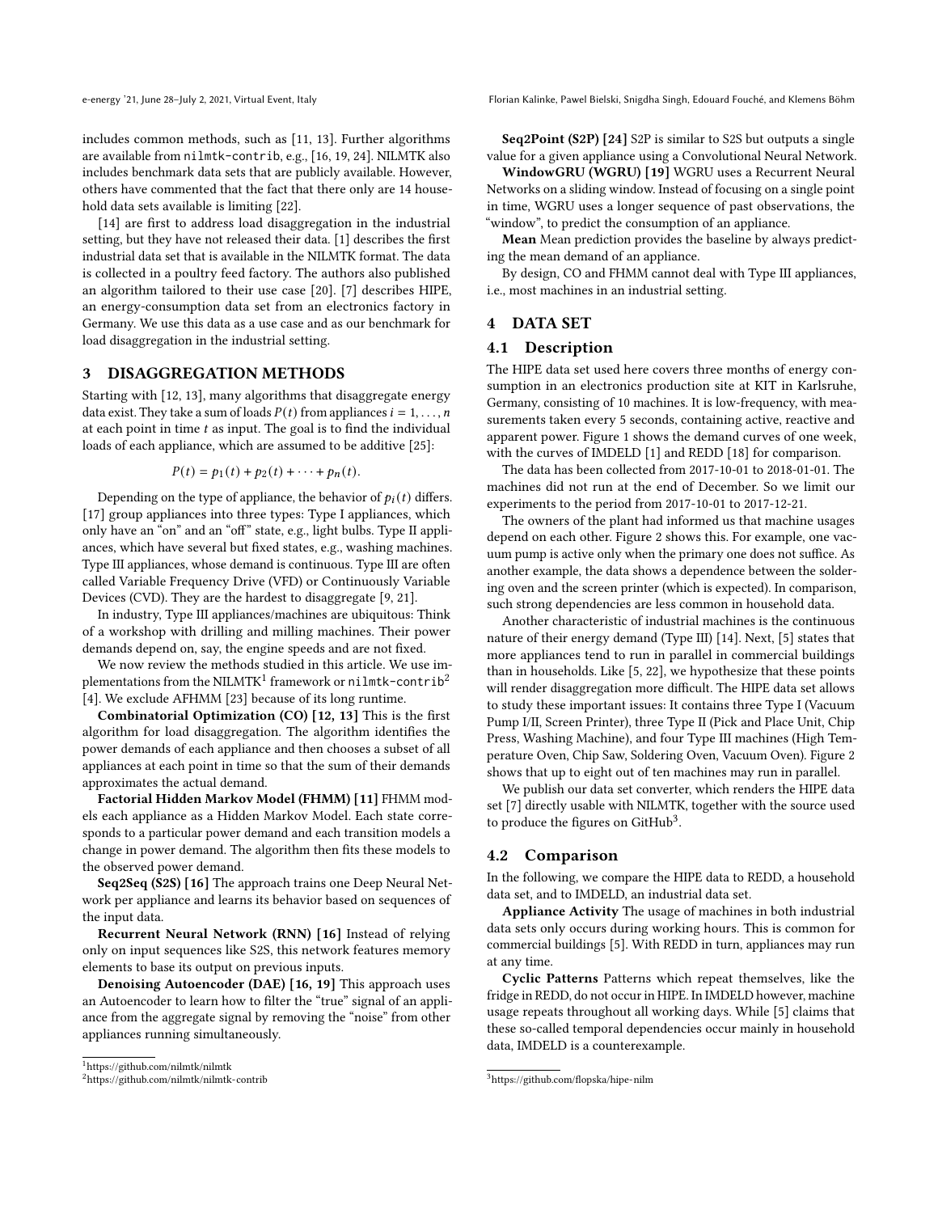includes common methods, such as [11, 13]. Further algorithms are available from nilmtk-contrib, e.g., [16, 19, 24]. NILMTK also includes benchmark data sets that are publicly available. However, others have commented that the fact that there only are 14 household data sets available is limiting [22].

[14] are first to address load disaggregation in the industrial setting, but they have not released their data. [1] describes the first industrial data set that is available in the NILMTK format. The data is collected in a poultry feed factory. The authors also published an algorithm tailored to their use case [20]. [7] describes HIPE, an energy-consumption data set from an electronics factory in Germany. We use this data as a use case and as our benchmark for load disaggregation in the industrial setting.

## 3 DISAGGREGATION METHODS

Starting with [12, 13], many algorithms that disaggregate energy data exist. They take a sum of loads $P(t)$ from appliances $i = 1, \ldots, n$ at each point in time $t$ as input. The goal is to find the individual loads of each appliance, which are assumed to be additive [25]:

$$P(t) = p_1(t) + p_2(t) + \cdots + p_n(t).$$

Depending on the type of appliance, the behavior of $p_i(t)$ differs. [17] group appliances into three types: Type I appliances, which only have an "on" and an "off" state, e.g., light bulbs. Type II appliances, which have several but fixed states, e.g., washing machines. Type III appliances, whose demand is continuous. Type III are often called Variable Frequency Drive (VFD) or Continuously Variable Devices (CVD). They are the hardest to disaggregate [9, 21].

In industry, Type III appliances/machines are ubiquitous: Think of a workshop with drilling and milling machines. Their power demands depend on, say, the engine speeds and are not fixed.

We now review the methods studied in this article. We use implementations from the NILMTK[1] framework or nilmtk-contrib[2] [4]. We exclude AFHMM [23] because of its long runtime.

**Combinatorial Optimization (CO) [12, 13]** This is the first algorithm for load disaggregation. The algorithm identifies the power demands of each appliance and then chooses a subset of all appliances at each point in time so that the sum of their demands approximates the actual demand.

**Factorial Hidden Markov Model (FHMM) [11]** FHMM models each appliance as a Hidden Markov Model. Each state corresponds to a particular power demand and each transition models a change in power demand. The algorithm then fits these models to the observed power demand.

**Seq2Seq (S2S) [16]** The approach trains one Deep Neural Network per appliance and learns its behavior based on sequences of the input data.

**Recurrent Neural Network (RNN) [16]** Instead of relying only on input sequences like S2S, this network features memory elements to base its output on previous inputs.

**Denoising Autoencoder (DAE) [16, 19]** This approach uses an Autoencoder to learn how to filter the "true" signal of an appliance from the aggregate signal by removing the "noise" from other appliances running simultaneously.

**Seq2Point (S2P) [24]** S2P is similar to S2S but outputs a single value for a given appliance using a Convolutional Neural Network.

**WindowGRU (WGRU) [19]** WGRU uses a Recurrent Neural Networks on a sliding window. Instead of focusing on a single point in time, WGRU uses a longer sequence of past observations, the "window", to predict the consumption of an appliance.

**Mean** Mean prediction provides the baseline by always predicting the mean demand of an appliance.

By design, CO and FHMM cannot deal with Type III appliances, i.e., most machines in an industrial setting.

## 4 DATA SET

### 4.1 Description

The HIPE data set used here covers three months of energy consumption in an electronics production site at KIT in Karlsruhe, Germany, consisting of 10 machines. It is low-frequency, with measurements taken every 5 seconds, containing active, reactive and apparent power. Figure 1 shows the demand curves of one week, with the curves of IMDELD [1] and REDD [18] for comparison.

The data has been collected from 2017-10-01 to 2018-01-01. The machines did not run at the end of December. So we limit our experiments to the period from 2017-10-01 to 2017-12-21.

The owners of the plant had informed us that machine usages depend on each other. Figure 2 shows this. For example, one vacuum pump is active only when the primary one does not suffice. As another example, the data shows a dependence between the soldering oven and the screen printer (which is expected). In comparison, such strong dependencies are less common in household data.

Another characteristic of industrial machines is the continuous nature of their energy demand (Type III) [14]. Next, [5] states that more appliances tend to run in parallel in commercial buildings than in households. Like [5, 22], we hypothesize that these points will render disaggregation more difficult. The HIPE data set allows to study these important issues: It contains three Type I (Vacuum Pump I/II, Screen Printer), three Type II (Pick and Place Unit, Chip Press, Washing Machine), and four Type III machines (High Temperature Oven, Chip Saw, Soldering Oven, Vacuum Oven). Figure 2 shows that up to eight out of ten machines may run in parallel.

We publish our data set converter, which renders the HIPE data set [7] directly usable with NILMTK, together with the source used to produce the figures on GitHub[3].

### 4.2 Comparison

In the following, we compare the HIPE data to REDD, a household data set, and to IMDELD, an industrial data set.

**Appliance Activity** The usage of machines in both industrial data sets only occurs during working hours. This is common for commercial buildings [5]. With REDD in turn, appliances may run at any time.

**Cyclic Patterns** Patterns which repeat themselves, like the fridge in REDD, do not occur in HIPE. In IMDELD however, machine usage repeats throughout all working days. While [5] claims that these so-called temporal dependencies occur mainly in household data, IMDELD is a counterexample.

[1] https://github.com/nilmtk/nilmtk

[2] https://github.com/nilmtk/nilmtk-contrib

[3] https://github.com/flopska/hipe-nilm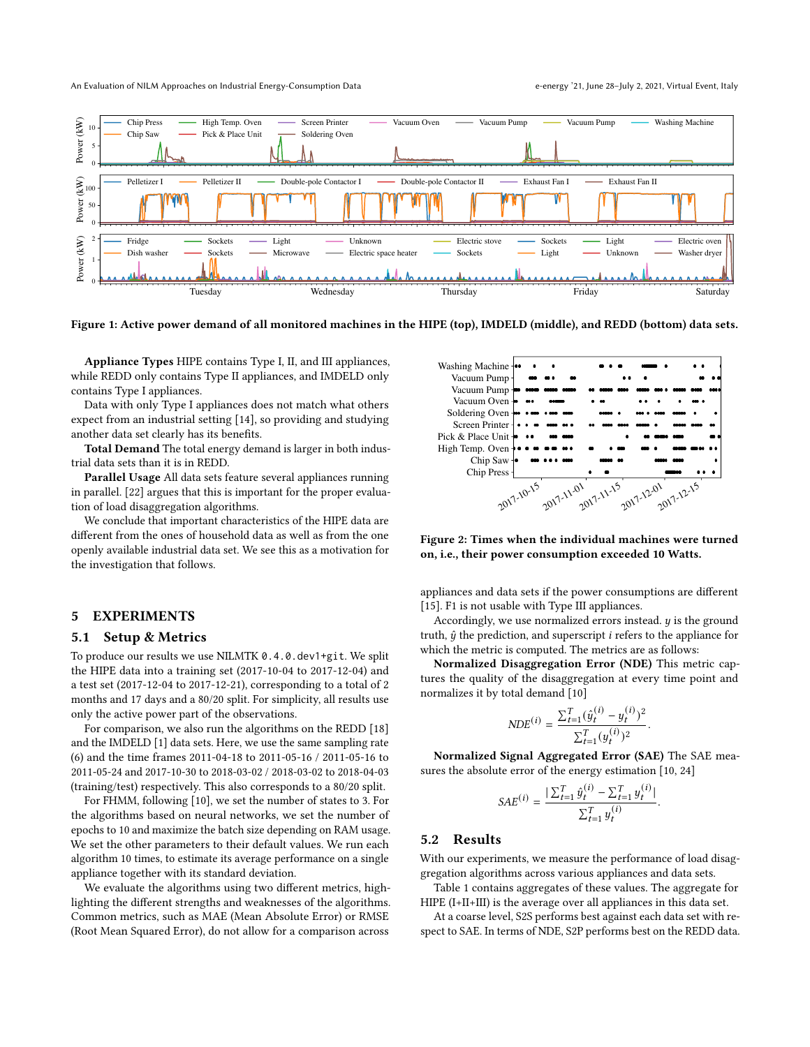Figure 1: Active power demand of all monitored machines in the HIPE (top), IMDELD (middle), and REDD (bottom) data sets.

**Appliance Types** HIPE contains Type I, II, and III appliances, while REDD only contains Type II appliances, and IMDELD only contains Type I appliances.

Data with only Type I appliances does not match what others expect from an industrial setting [14], so providing and studying another data set clearly has its benefits.

**Total Demand** The total energy demand is larger in both industrial data sets than it is in REDD.

**Parallel Usage** All data sets feature several appliances running in parallel. [22] argues that this is important for the proper evaluation of load disaggregation algorithms.

We conclude that important characteristics of the HIPE data are different from the ones of household data as well as from the one openly available industrial data set. We see this as a motivation for the investigation that follows.

Figure 2: Times when the individual machines were turned on, i.e., their power consumption exceeded 10 Watts.

## 5 EXPERIMENTS

### 5.1 Setup & Metrics

To produce our results we use NILMTK `0.4.0.dev1+git`. We split the HIPE data into a training set (2017-10-04 to 2017-12-04) and a test set (2017-12-04 to 2017-12-21), corresponding to a total of 2 months and 17 days and a 80/20 split. For simplicity, all results use only the active power part of the observations.

For comparison, we also run the algorithms on the REDD [18] and the IMDELD [1] data sets. Here, we use the same sampling rate (6) and the time frames 2011-04-18 to 2011-05-16 / 2011-05-16 to 2011-05-24 and 2017-10-30 to 2018-03-02 / 2018-03-02 to 2018-04-03 (training/test) respectively. This also corresponds to a 80/20 split.

For FHMM, following [10], we set the number of states to 3. For the algorithms based on neural networks, we set the number of epochs to 10 and maximize the batch size depending on RAM usage. We set the other parameters to their default values. We run each algorithm 10 times, to estimate its average performance on a single appliance together with its standard deviation.

We evaluate the algorithms using two different metrics, highlighting the different strengths and weaknesses of the algorithms. Common metrics, such as MAE (Mean Absolute Error) or RMSE (Root Mean Squared Error), do not allow for a comparison across appliances and data sets if the power consumptions are different [15]. F1 is not usable with Type III appliances.

Accordingly, we use normalized errors instead. $y$ is the ground truth, $\hat{y}$ the prediction, and superscript $i$ refers to the appliance for which the metric is computed. The metrics are as follows:

**Normalized Disaggregation Error (NDE)** This metric captures the quality of the disaggregation at every time point and normalizes it by total demand [10]

$$NDE^{(i)} = \frac{\sum_{t=1}^{T}(\hat{y}_t^{(i)} - y_t^{(i)})^2}{\sum_{t=1}^{T}(y_t^{(i)})^2}.$$

**Normalized Signal Aggregated Error (SAE)** The SAE measures the absolute error of the energy estimation [10, 24]

$$SAE^{(i)} = \frac{|\sum_{t=1}^{T}\hat{y}_t^{(i)} - \sum_{t=1}^{T}y_t^{(i)}|}{\sum_{t=1}^{T}y_t^{(i)}}.$$

### 5.2 Results

With our experiments, we measure the performance of load disaggregation algorithms across various appliances and data sets.

Table 1 contains aggregates of these values. The aggregate for HIPE (I+II+III) is the average over all appliances in this data set.

At a coarse level, S2S performs best against each data set with respect to SAE. In terms of NDE, S2P performs best on the REDD data.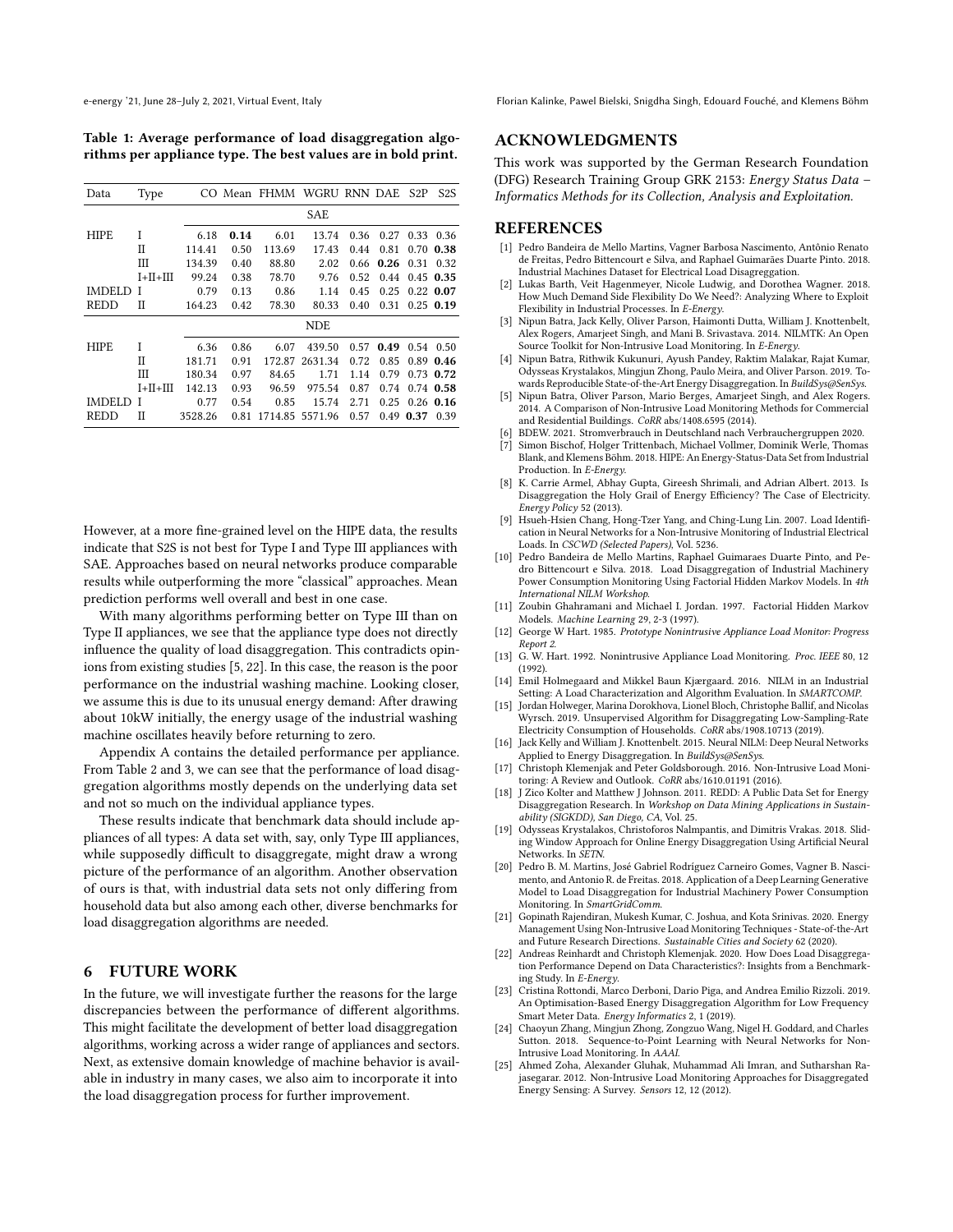**Table 1: Average performance of load disaggregation algorithms per appliance type. The best values are in bold print.**

| Data | Type | CO | Mean | FHMM | WGRU | RNN | DAE | S2P | S2S |
|---|---|---|---|---|---|---|---|---|---|
| | | SAE | | | | | | | |
| HIPE | I | 6.18 | **0.14** | 6.01 | 13.74 | 0.36 | 0.27 | 0.33 | 0.36 |
| | II | 114.41 | 0.50 | 113.69 | 17.43 | 0.44 | 0.81 | 0.70 | **0.38** |
| | III | 134.39 | 0.40 | 88.80 | 2.02 | 0.66 | **0.26** | 0.31 | 0.32 |
| | I+II+III | 99.24 | 0.38 | 78.70 | 9.76 | 0.52 | 0.44 | 0.45 | **0.35** |
| IMDELD | I | 0.79 | 0.13 | 0.86 | 1.14 | 0.45 | 0.25 | 0.22 | **0.07** |
| REDD | II | 164.23 | 0.42 | 78.30 | 80.33 | 0.40 | 0.31 | 0.25 | **0.19** |
| | | NDE | | | | | | | |
| HIPE | I | 6.36 | 0.86 | 6.07 | 439.50 | 0.57 | **0.49** | 0.54 | 0.50 |
| | II | 181.71 | 0.91 | 172.87 | 2631.34 | 0.72 | 0.85 | 0.89 | **0.46** |
| | III | 180.34 | 0.97 | 84.65 | 1.71 | 1.14 | 0.79 | 0.73 | **0.72** |
| | I+II+III | 142.13 | 0.93 | 96.59 | 975.54 | 0.87 | 0.74 | 0.74 | **0.58** |
| IMDELD | I | 0.77 | 0.54 | 0.85 | 15.74 | 2.71 | 0.25 | 0.26 | **0.16** |
| REDD | II | 3528.26 | 0.81 | 1714.85 | 5571.96 | 0.57 | 0.49 | **0.37** | 0.39 |

However, at a more fine-grained level on the HIPE data, the results indicate that S2S is not best for Type I and Type III appliances with SAE. Approaches based on neural networks produce comparable results while outperforming the more "classical" approaches. Mean prediction performs well overall and best in one case.

With many algorithms performing better on Type III than on Type II appliances, we see that the appliance type does not directly influence the quality of load disaggregation. This contradicts opinions from existing studies [5, 22]. In this case, the reason is the poor performance on the industrial washing machine. Looking closer, we assume this is due to its unusual energy demand: After drawing about 10kW initially, the energy usage of the industrial washing machine oscillates heavily before returning to zero.

Appendix A contains the detailed performance per appliance. From Table 2 and 3, we can see that the performance of load disaggregation algorithms mostly depends on the underlying data set and not so much on the individual appliance types.

These results indicate that benchmark data should include appliances of all types: A data set with, say, only Type III appliances, while supposedly difficult to disaggregate, might draw a wrong picture of the performance of an algorithm. Another observation of ours is that, with industrial data sets not only differing from household data but also among each other, diverse benchmarks for load disaggregation algorithms are needed.

## 6 FUTURE WORK

In the future, we will investigate further the reasons for the large discrepancies between the performance of different algorithms. This might facilitate the development of better load disaggregation algorithms, working across a wider range of appliances and sectors. Next, as extensive domain knowledge of machine behavior is available in industry in many cases, we also aim to incorporate it into the load disaggregation process for further improvement.

## ACKNOWLEDGMENTS

This work was supported by the German Research Foundation (DFG) Research Training Group GRK 2153: *Energy Status Data – Informatics Methods for its Collection, Analysis and Exploitation.*

## REFERENCES

[1] Pedro Bandeira de Mello Martins, Vagner Barbosa Nascimento, Antônio Renato de Freitas, Pedro Bittencourt e Silva, and Raphael Guimarães Duarte Pinto. 2018. Industrial Machines Dataset for Electrical Load Disagreggation.

[2] Lukas Barth, Veit Hagenmeyer, Nicole Ludwig, and Dorothea Wagner. 2018. How Much Demand Side Flexibility Do We Need?: Analyzing Where to Exploit Flexibility in Industrial Processes. In *E-Energy*.

[3] Nipun Batra, Jack Kelly, Oliver Parson, Haimonti Dutta, William J. Knottenbelt, Alex Rogers, Amarjeet Singh, and Mani B. Srivastava. 2014. NILMTK: An Open Source Toolkit for Non-Intrusive Load Monitoring. In *E-Energy*.

[4] Nipun Batra, Rithwik Kukunuri, Ayush Pandey, Raktim Malakar, Rajat Kumar, Odysseas Krystalakos, Mingjun Zhong, Paulo Meira, and Oliver Parson. 2019. Towards Reproducible State-of-the-Art Energy Disaggregation. In *BuildSys@SenSys*.

[5] Nipun Batra, Oliver Parson, Mario Berges, Amarjeet Singh, and Alex Rogers. 2014. A Comparison of Non-Intrusive Load Monitoring Methods for Commercial and Residential Buildings. *CoRR* abs/1408.6595 (2014).

[6] BDEW. 2021. Stromverbrauch in Deutschland nach Verbrauchergruppen 2020.

[7] Simon Bischof, Holger Trittenbach, Michael Vollmer, Dominik Werle, Thomas Blank, and Klemens Böhm. 2018. HIPE: An Energy-Status-Data Set from Industrial Production. In *E-Energy*.

[8] K. Carrie Armel, Abhay Gupta, Gireesh Shrimali, and Adrian Albert. 2013. Is Disaggregation the Holy Grail of Energy Efficiency? The Case of Electricity. *Energy Policy* 52 (2013).

[9] Hsueh-Hsien Chang, Hong-Tzer Yang, and Ching-Lung Lin. 2007. Load Identification in Neural Networks for a Non-Intrusive Monitoring of Industrial Electrical Loads. In *CSCWD (Selected Papers)*, Vol. 5236.

[10] Pedro Bandeira de Mello Martins, Raphael Guimaraes Duarte Pinto, and Pedro Bittencourt e Silva. 2018. Load Disaggregation of Industrial Machinery Power Consumption Monitoring Using Factorial Hidden Markov Models. In *4th International NILM Workshop*.

[11] Zoubin Ghahramani and Michael I. Jordan. 1997. Factorial Hidden Markov Models. *Machine Learning* 29, 2-3 (1997).

[12] George W Hart. 1985. *Prototype Nonintrusive Appliance Load Monitor: Progress Report 2.*

[13] G. W. Hart. 1992. Nonintrusive Appliance Load Monitoring. *Proc. IEEE* 80, 12 (1992).

[14] Emil Holmegaard and Mikkel Baun Kjærgaard. 2016. NILM in an Industrial Setting: A Load Characterization and Algorithm Evaluation. In *SMARTCOMP*.

[15] Jordan Holweger, Marina Dorokhova, Lionel Bloch, Christophe Ballif, and Nicolas Wyrsch. 2019. Unsupervised Algorithm for Disaggregating Low-Sampling-Rate Electricity Consumption of Households. *CoRR* abs/1908.10713 (2019).

[16] Jack Kelly and William J. Knottenbelt. 2015. Neural NILM: Deep Neural Networks Applied to Energy Disaggregation. In *BuildSys@SenSys*.

[17] Christoph Klemenjak and Peter Goldsborough. 2016. Non-Intrusive Load Monitoring: A Review and Outlook. *CoRR* abs/1610.01191 (2016).

[18] J Zico Kolter and Matthew J Johnson. 2011. REDD: A Public Data Set for Energy Disaggregation Research. In *Workshop on Data Mining Applications in Sustainability (SIGKDD), San Diego, CA*, Vol. 25.

[19] Odysseas Krystalakos, Christoforos Nalmpantis, and Dimitris Vrakas. 2018. Sliding Window Approach for Online Energy Disaggregation Using Artificial Neural Networks. In *SETN*.

[20] Pedro B. M. Martins, José Gabriel Rodríguez Carneiro Gomes, Vagner B. Nascimento, and Antonio R. de Freitas. 2018. Application of a Deep Learning Generative Model to Load Disaggregation for Industrial Machinery Power Consumption Monitoring. In *SmartGridComm*.

[21] Gopinath Rajendiran, Mukesh Kumar, C. Joshua, and Kota Srinivas. 2020. Energy Management Using Non-Intrusive Load Monitoring Techniques - State-of-the-Art and Future Research Directions. *Sustainable Cities and Society* 62 (2020).

[22] Andreas Reinhardt and Christoph Klemenjak. 2020. How Does Load Disaggregation Performance Depend on Data Characteristics?: Insights from a Benchmarking Study. In *E-Energy*.

[23] Cristina Rottondi, Marco Derboni, Dario Piga, and Andrea Emilio Rizzoli. 2019. An Optimisation-Based Energy Disaggregation Algorithm for Low Frequency Smart Meter Data. *Energy Informatics* 2, 1 (2019).

[24] Chaoyun Zhang, Mingjun Zhong, Zongzuo Wang, Nigel H. Goddard, and Charles Sutton. 2018. Sequence-to-Point Learning with Neural Networks for Non-Intrusive Load Monitoring. In *AAAI*.

[25] Ahmed Zoha, Alexander Gluhak, Muhammad Ali Imran, and Sutharshan Rajasegarar. 2012. Non-Intrusive Load Monitoring Approaches for Disaggregated Energy Sensing: A Survey. *Sensors* 12, 12 (2012).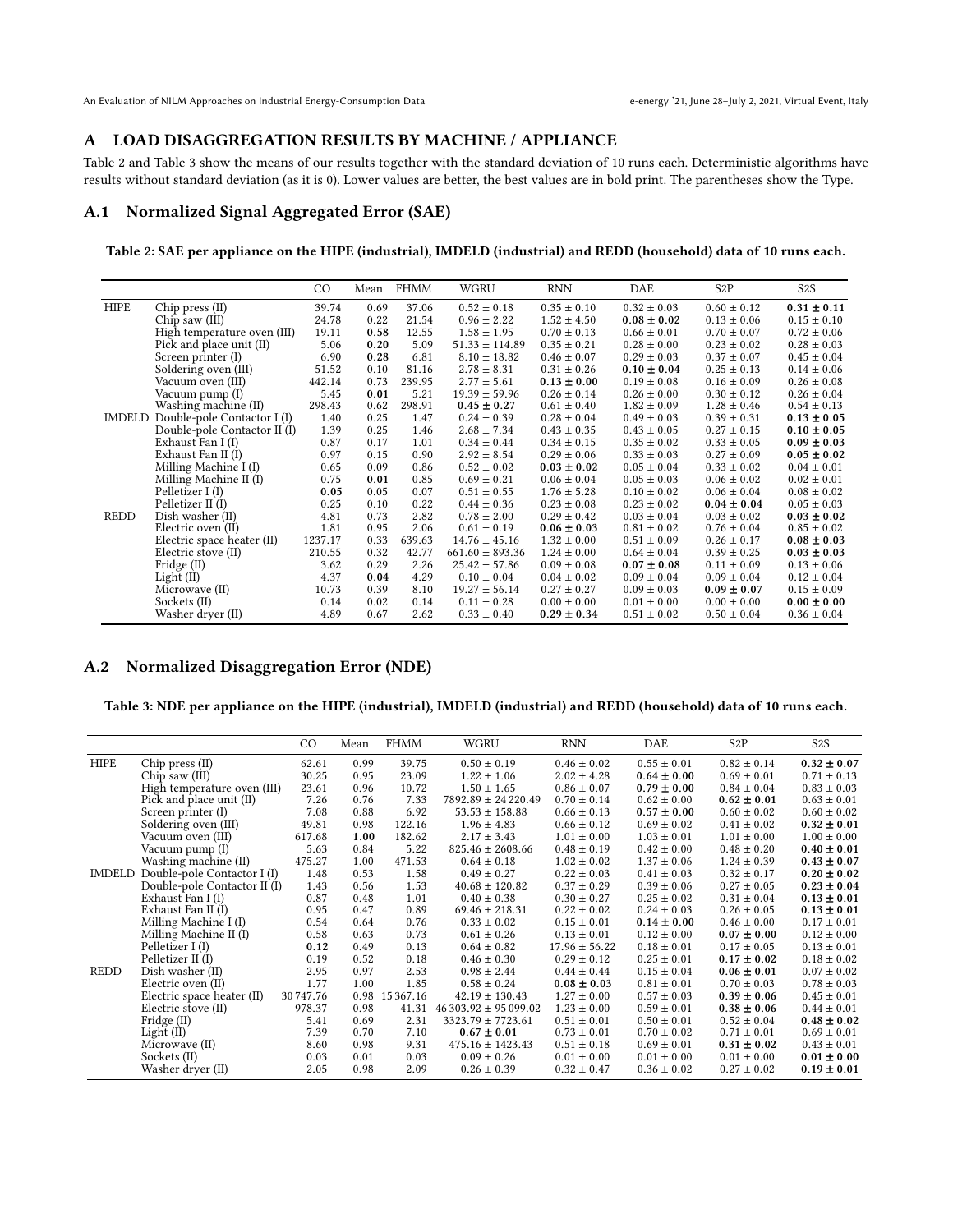## A LOAD DISAGGREGATION RESULTS BY MACHINE / APPLIANCE

Table 2 and Table 3 show the means of our results together with the standard deviation of 10 runs each. Deterministic algorithms have results without standard deviation (as it is 0). Lower values are better, the best values are in bold print. The parentheses show the Type.

### A.1 Normalized Signal Aggregated Error (SAE)

**Table 2: SAE per appliance on the HIPE (industrial), IMDELD (industrial) and REDD (household) data of 10 runs each.**

| | | CO | Mean | FHMM | WGRU | RNN | DAE | S2P | S2S |
|---|---|---|---|---|---|---|---|---|---|
| HIPE | Chip press (II) | 39.74 | 0.69 | 37.06 | $0.52 \pm 0.18$ | $0.35 \pm 0.10$ | $0.32 \pm 0.03$ | $0.60 \pm 0.12$ | $\mathbf{0.31 \pm 0.11}$ |
| | Chip saw (III) | 24.78 | 0.22 | 21.54 | $0.96 \pm 2.22$ | $1.52 \pm 4.50$ | $\mathbf{0.08 \pm 0.02}$ | $0.13 \pm 0.06$ | $0.15 \pm 0.10$ |
| | High temperature oven (III) | 19.11 | **0.58** | 12.55 | $1.58 \pm 1.95$ | $0.70 \pm 0.13$ | $0.66 \pm 0.01$ | $0.70 \pm 0.07$ | $0.72 \pm 0.06$ |
| | Pick and place unit (II) | 5.06 | **0.20** | 5.09 | $51.33 \pm 114.89$ | $0.35 \pm 0.21$ | $0.28 \pm 0.00$ | $0.23 \pm 0.02$ | $0.28 \pm 0.03$ |
| | Screen printer (I) | 6.90 | **0.28** | 6.81 | $8.10 \pm 18.82$ | $0.46 \pm 0.07$ | $0.29 \pm 0.03$ | $0.37 \pm 0.07$ | $0.45 \pm 0.04$ |
| | Soldering oven (III) | 51.52 | 0.10 | 81.16 | $2.78 \pm 8.31$ | $0.31 \pm 0.26$ | $\mathbf{0.10 \pm 0.04}$ | $0.25 \pm 0.13$ | $0.14 \pm 0.06$ |
| | Vacuum oven (III) | 442.14 | 0.73 | 239.95 | $2.77 \pm 5.61$ | $\mathbf{0.13 \pm 0.00}$ | $0.19 \pm 0.08$ | $0.16 \pm 0.09$ | $0.26 \pm 0.08$ |
| | Vacuum pump (I) | 5.45 | **0.01** | 5.21 | $19.39 \pm 59.96$ | $0.26 \pm 0.14$ | $0.26 \pm 0.00$ | $0.30 \pm 0.12$ | $0.26 \pm 0.04$ |
| | Washing machine (II) | 298.43 | 0.62 | 298.91 | $\mathbf{0.45 \pm 0.27}$ | $0.61 \pm 0.40$ | $1.82 \pm 0.09$ | $1.28 \pm 0.46$ | $0.54 \pm 0.13$ |
| IMDELD | Double-pole Contactor I (I) | 1.40 | 0.25 | 1.47 | $0.24 \pm 0.39$ | $0.28 \pm 0.04$ | $0.49 \pm 0.03$ | $0.39 \pm 0.31$ | $\mathbf{0.13 \pm 0.05}$ |
| | Double-pole Contactor II (I) | 1.39 | 0.25 | 1.46 | $2.68 \pm 7.34$ | $0.43 \pm 0.35$ | $0.43 \pm 0.05$ | $0.27 \pm 0.15$ | $\mathbf{0.10 \pm 0.05}$ |
| | Exhaust Fan I (I) | 0.87 | 0.17 | 1.01 | $0.34 \pm 0.44$ | $0.34 \pm 0.15$ | $0.35 \pm 0.02$ | $0.33 \pm 0.05$ | $\mathbf{0.09 \pm 0.03}$ |
| | Exhaust Fan II (I) | 0.97 | 0.15 | 0.90 | $2.92 \pm 8.54$ | $0.29 \pm 0.06$ | $0.33 \pm 0.03$ | $0.27 \pm 0.09$ | $\mathbf{0.05 \pm 0.02}$ |
| | Milling Machine I (I) | 0.65 | 0.09 | 0.86 | $0.52 \pm 0.02$ | $\mathbf{0.03 \pm 0.02}$ | $0.05 \pm 0.04$ | $0.33 \pm 0.02$ | $0.04 \pm 0.01$ |
| | Milling Machine II (I) | 0.75 | **0.01** | 0.85 | $0.69 \pm 0.21$ | $0.06 \pm 0.04$ | $0.05 \pm 0.03$ | $0.06 \pm 0.02$ | $0.02 \pm 0.01$ |
| | Pelletizer I (I) | **0.05** | 0.05 | 0.07 | $0.51 \pm 0.55$ | $1.76 \pm 5.28$ | $0.10 \pm 0.02$ | $0.06 \pm 0.04$ | $0.08 \pm 0.02$ |
| | Pelletizer II (I) | 0.25 | 0.10 | 0.22 | $0.44 \pm 0.36$ | $0.23 \pm 0.08$ | $0.23 \pm 0.02$ | $\mathbf{0.04 \pm 0.04}$ | $0.05 \pm 0.03$ |
| REDD | Dish washer (II) | 4.81 | 0.73 | 2.82 | $0.78 \pm 2.00$ | $0.29 \pm 0.42$ | $0.03 \pm 0.04$ | $0.03 \pm 0.02$ | $\mathbf{0.03 \pm 0.02}$ |
| | Electric oven (II) | 1.81 | 0.95 | 2.06 | $0.61 \pm 0.19$ | $\mathbf{0.06 \pm 0.03}$ | $0.81 \pm 0.02$ | $0.76 \pm 0.04$ | $0.85 \pm 0.02$ |
| | Electric space heater (II) | 1237.17 | 0.33 | 639.63 | $14.76 \pm 45.16$ | $1.32 \pm 0.00$ | $0.51 \pm 0.09$ | $0.26 \pm 0.17$ | $\mathbf{0.08 \pm 0.03}$ |
| | Electric stove (II) | 210.55 | 0.32 | 42.77 | $661.60 \pm 893.36$ | $1.24 \pm 0.00$ | $0.64 \pm 0.04$ | $0.39 \pm 0.25$ | $\mathbf{0.03 \pm 0.03}$ |
| | Fridge (II) | 3.62 | 0.29 | 2.26 | $25.42 \pm 57.86$ | $0.09 \pm 0.08$ | $\mathbf{0.07 \pm 0.08}$ | $0.11 \pm 0.09$ | $0.13 \pm 0.06$ |
| | Light (II) | 4.37 | **0.04** | 4.29 | $0.10 \pm 0.04$ | $0.04 \pm 0.02$ | $0.09 \pm 0.04$ | $0.09 \pm 0.04$ | $0.12 \pm 0.04$ |
| | Microwave (II) | 10.73 | 0.39 | 8.10 | $19.27 \pm 56.14$ | $0.27 \pm 0.27$ | $0.09 \pm 0.03$ | $\mathbf{0.09 \pm 0.07}$ | $0.15 \pm 0.09$ |
| | Sockets (II) | 0.14 | 0.02 | 0.14 | $0.11 \pm 0.28$ | $0.00 \pm 0.00$ | $0.01 \pm 0.00$ | $0.00 \pm 0.00$ | $\mathbf{0.00 \pm 0.00}$ |
| | Washer dryer (II) | 4.89 | 0.67 | 2.62 | $0.33 \pm 0.40$ | $\mathbf{0.29 \pm 0.34}$ | $0.51 \pm 0.02$ | $0.50 \pm 0.04$ | $0.36 \pm 0.04$ |

### A.2 Normalized Disaggregation Error (NDE)

**Table 3: NDE per appliance on the HIPE (industrial), IMDELD (industrial) and REDD (household) data of 10 runs each.**

| | | CO | Mean | FHMM | WGRU | RNN | DAE | S2P | S2S |
|---|---|---|---|---|---|---|---|---|---|
| HIPE | Chip press (II) | 62.61 | 0.99 | 39.75 | $0.50 \pm 0.19$ | $0.46 \pm 0.02$ | $0.55 \pm 0.01$ | $0.82 \pm 0.14$ | $\mathbf{0.32 \pm 0.07}$ |
| | Chip saw (III) | 30.25 | 0.95 | 23.09 | $1.22 \pm 1.06$ | $2.02 \pm 4.28$ | $\mathbf{0.64 \pm 0.00}$ | $0.69 \pm 0.01$ | $0.71 \pm 0.13$ |
| | High temperature oven (III) | 23.61 | 0.96 | 10.72 | $1.50 \pm 1.65$ | $0.86 \pm 0.07$ | $\mathbf{0.79 \pm 0.00}$ | $0.84 \pm 0.04$ | $0.83 \pm 0.03$ |
| | Pick and place unit (II) | 7.26 | 0.76 | 7.33 | $7892.89 \pm 24\,220.49$ | $0.70 \pm 0.14$ | $0.62 \pm 0.00$ | $\mathbf{0.62 \pm 0.01}$ | $0.63 \pm 0.01$ |
| | Screen printer (I) | 7.08 | 0.88 | 6.92 | $53.53 \pm 158.88$ | $0.66 \pm 0.13$ | $\mathbf{0.57 \pm 0.00}$ | $0.60 \pm 0.02$ | $0.60 \pm 0.02$ |
| | Soldering oven (III) | 49.81 | 0.98 | 122.16 | $1.96 \pm 4.83$ | $0.66 \pm 0.12$ | $0.69 \pm 0.02$ | $0.41 \pm 0.02$ | $\mathbf{0.32 \pm 0.01}$ |
| | Vacuum oven (III) | 617.68 | **1.00** | 182.62 | $2.17 \pm 3.43$ | $1.01 \pm 0.00$ | $1.03 \pm 0.01$ | $1.01 \pm 0.00$ | $1.00 \pm 0.00$ |
| | Vacuum pump (I) | 5.63 | 0.84 | 5.22 | $825.46 \pm 2608.66$ | $0.48 \pm 0.19$ | $0.42 \pm 0.00$ | $0.48 \pm 0.20$ | $\mathbf{0.40 \pm 0.01}$ |
| | Washing machine (II) | 475.27 | 1.00 | 471.53 | $0.64 \pm 0.18$ | $1.02 \pm 0.02$ | $1.37 \pm 0.06$ | $1.24 \pm 0.39$ | $\mathbf{0.43 \pm 0.07}$ |
| IMDELD | Double-pole Contactor I (I) | 1.48 | 0.53 | 1.58 | $0.49 \pm 0.27$ | $0.22 \pm 0.03$ | $0.41 \pm 0.03$ | $0.32 \pm 0.17$ | $\mathbf{0.20 \pm 0.02}$ |
| | Double-pole Contactor II (I) | 1.43 | 0.56 | 1.53 | $40.68 \pm 120.82$ | $0.37 \pm 0.29$ | $0.39 \pm 0.06$ | $0.27 \pm 0.05$ | $\mathbf{0.23 \pm 0.04}$ |
| | Exhaust Fan I (I) | 0.87 | 0.48 | 1.01 | $0.40 \pm 0.38$ | $0.30 \pm 0.27$ | $0.25 \pm 0.02$ | $0.31 \pm 0.04$ | $\mathbf{0.13 \pm 0.01}$ |
| | Exhaust Fan II (I) | 0.95 | 0.47 | 0.89 | $69.46 \pm 218.31$ | $0.22 \pm 0.02$ | $0.24 \pm 0.03$ | $0.26 \pm 0.05$ | $\mathbf{0.13 \pm 0.01}$ |
| | Milling Machine I (I) | 0.54 | 0.64 | 0.76 | $0.33 \pm 0.02$ | $0.15 \pm 0.01$ | $\mathbf{0.14 \pm 0.00}$ | $0.46 \pm 0.00$ | $0.17 \pm 0.01$ |
| | Milling Machine II (I) | 0.58 | 0.63 | 0.73 | $0.61 \pm 0.26$ | $0.13 \pm 0.01$ | $0.12 \pm 0.00$ | $\mathbf{0.07 \pm 0.00}$ | $0.12 \pm 0.00$ |
| | Pelletizer I (I) | **0.12** | 0.49 | 0.13 | $0.64 \pm 0.82$ | $17.96 \pm 56.22$ | $0.18 \pm 0.01$ | $0.17 \pm 0.05$ | $0.13 \pm 0.01$ |
| | Pelletizer II (I) | 0.19 | 0.52 | 0.18 | $0.46 \pm 0.30$ | $0.29 \pm 0.12$ | $0.25 \pm 0.01$ | $\mathbf{0.17 \pm 0.02}$ | $0.18 \pm 0.02$ |
| REDD | Dish washer (II) | 2.95 | 0.97 | 2.53 | $0.98 \pm 2.44$ | $0.44 \pm 0.44$ | $0.15 \pm 0.04$ | $\mathbf{0.06 \pm 0.01}$ | $0.07 \pm 0.02$ |
| | Electric oven (II) | 1.77 | 1.00 | 1.85 | $0.58 \pm 0.24$ | $\mathbf{0.08 \pm 0.03}$ | $0.81 \pm 0.01$ | $0.70 \pm 0.03$ | $0.78 \pm 0.03$ |
| | Electric space heater (II) | 30 747.76 | 0.98 | 15 367.16 | $42.19 \pm 130.43$ | $1.27 \pm 0.00$ | $0.57 \pm 0.03$ | $\mathbf{0.39 \pm 0.06}$ | $0.45 \pm 0.01$ |
| | Electric stove (II) | 978.37 | 0.98 | 41.31 | $46\,303.92 \pm 95\,099.02$ | $1.23 \pm 0.00$ | $0.59 \pm 0.01$ | $\mathbf{0.38 \pm 0.06}$ | $0.44 \pm 0.01$ |
| | Fridge (II) | 5.41 | 0.69 | 2.31 | $3323.79 \pm 7723.61$ | $0.51 \pm 0.01$ | $0.50 \pm 0.01$ | $0.52 \pm 0.04$ | $\mathbf{0.48 \pm 0.02}$ |
| | Light (II) | 7.39 | 0.70 | 7.10 | $\mathbf{0.67 \pm 0.01}$ | $0.73 \pm 0.01$ | $0.70 \pm 0.02$ | $0.71 \pm 0.01$ | $0.69 \pm 0.01$ |
| | Microwave (II) | 8.60 | 0.98 | 9.31 | $475.16 \pm 1423.43$ | $0.51 \pm 0.18$ | $0.69 \pm 0.01$ | $\mathbf{0.31 \pm 0.02}$ | $0.43 \pm 0.01$ |
| | Sockets (II) | 0.03 | 0.01 | 0.03 | $0.09 \pm 0.26$ | $0.01 \pm 0.00$ | $0.01 \pm 0.00$ | $0.01 \pm 0.00$ | $\mathbf{0.01 \pm 0.00}$ |
| | Washer dryer (II) | 2.05 | 0.98 | 2.09 | $0.26 \pm 0.39$ | $0.32 \pm 0.47$ | $0.36 \pm 0.02$ | $0.27 \pm 0.02$ | $\mathbf{0.19 \pm 0.01}$ |